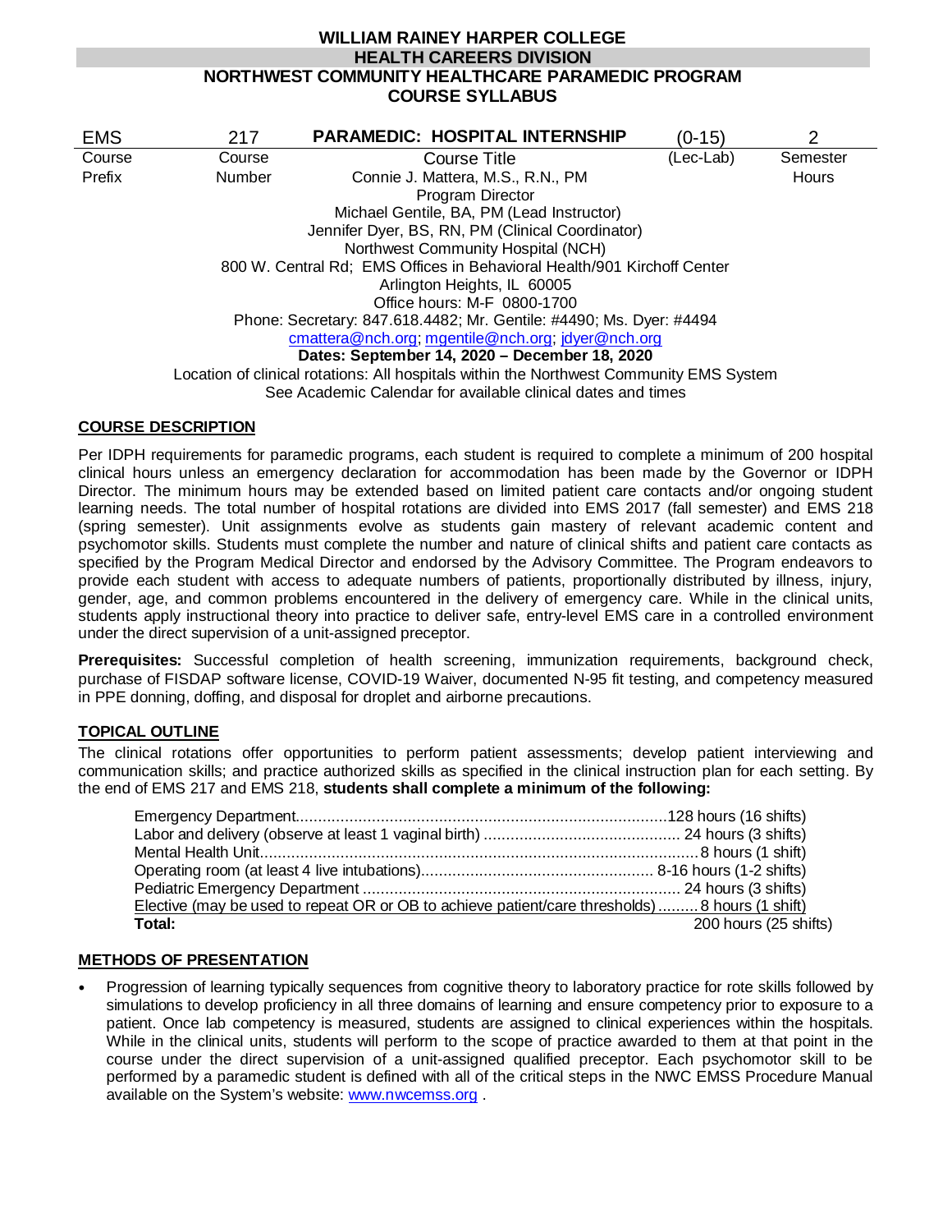# WILLIAM RAINEY HARPER COLLEGE
## HEALTH CAREERS DIVISION
## NORTHWEST COMMUNITY HEALTHCARE PARAMEDIC PROGRAM
## COURSE SYLLABUS

| EMS | 217 | PARAMEDIC: HOSPITAL INTERNSHIP | (0-15) | 2 |
|---|---|---|---|---|
| Course Prefix | Course Number | Course Title | (Lec-Lab) | Semester Hours |

Connie J. Mattera, M.S., R.N., PM
Program Director
Michael Gentile, BA, PM (Lead Instructor)
Jennifer Dyer, BS, RN, PM (Clinical Coordinator)
Northwest Community Hospital (NCH)
800 W. Central Rd; EMS Offices in Behavioral Health/901 Kirchoff Center
Arlington Heights, IL 60005
Office hours: M-F 0800-1700
Phone: Secretary: 847.618.4482; Mr. Gentile: #4490; Ms. Dyer: #4494
cmattera@nch.org; mgentile@nch.org; jdyer@nch.org

**Dates: September 14, 2020 – December 18, 2020**

Location of clinical rotations: All hospitals within the Northwest Community EMS System
See Academic Calendar for available clinical dates and times

### COURSE DESCRIPTION

Per IDPH requirements for paramedic programs, each student is required to complete a minimum of 200 hospital clinical hours unless an emergency declaration for accommodation has been made by the Governor or IDPH Director. The minimum hours may be extended based on limited patient care contacts and/or ongoing student learning needs. The total number of hospital rotations are divided into EMS 2017 (fall semester) and EMS 218 (spring semester). Unit assignments evolve as students gain mastery of relevant academic content and psychomotor skills. Students must complete the number and nature of clinical shifts and patient care contacts as specified by the Program Medical Director and endorsed by the Advisory Committee. The Program endeavors to provide each student with access to adequate numbers of patients, proportionally distributed by illness, injury, gender, age, and common problems encountered in the delivery of emergency care. While in the clinical units, students apply instructional theory into practice to deliver safe, entry-level EMS care in a controlled environment under the direct supervision of a unit-assigned preceptor.

**Prerequisites:** Successful completion of health screening, immunization requirements, background check, purchase of FISDAP software license, COVID-19 Waiver, documented N-95 fit testing, and competency measured in PPE donning, doffing, and disposal for droplet and airborne precautions.

### TOPICAL OUTLINE

The clinical rotations offer opportunities to perform patient assessments; develop patient interviewing and communication skills; and practice authorized skills as specified in the clinical instruction plan for each setting. By the end of EMS 217 and EMS 218, **students shall complete a minimum of the following:**

| Unit | Hours |
|---|---|
| Emergency Department | 128 hours (16 shifts) |
| Labor and delivery (observe at least 1 vaginal birth) | 24 hours (3 shifts) |
| Mental Health Unit | 8 hours (1 shift) |
| Operating room (at least 4 live intubations) | 8-16 hours (1-2 shifts) |
| Pediatric Emergency Department | 24 hours (3 shifts) |
| Elective (may be used to repeat OR or OB to achieve patient/care thresholds) | 8 hours (1 shift) |
| **Total:** | 200 hours (25 shifts) |

### METHODS OF PRESENTATION

- Progression of learning typically sequences from cognitive theory to laboratory practice for rote skills followed by simulations to develop proficiency in all three domains of learning and ensure competency prior to exposure to a patient. Once lab competency is measured, students are assigned to clinical experiences within the hospitals. While in the clinical units, students will perform to the scope of practice awarded to them at that point in the course under the direct supervision of a unit-assigned qualified preceptor. Each psychomotor skill to be performed by a paramedic student is defined with all of the critical steps in the NWC EMSS Procedure Manual available on the System's website: www.nwcemss.org .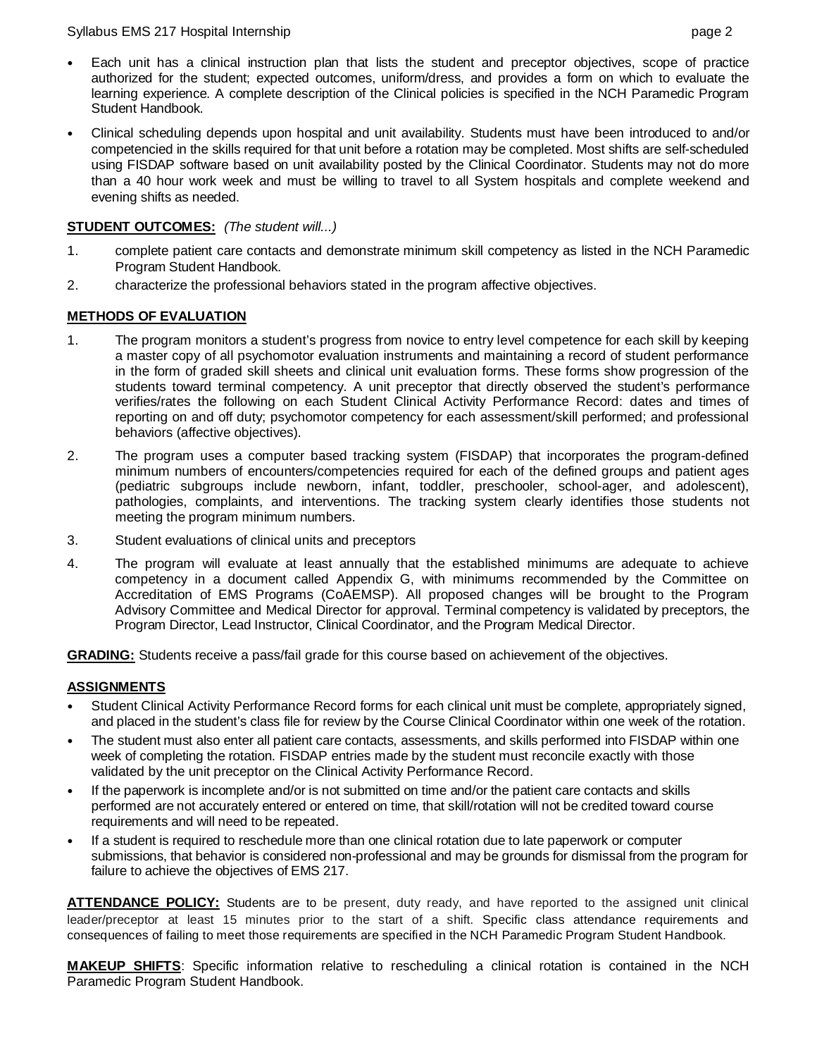- Each unit has a clinical instruction plan that lists the student and preceptor objectives, scope of practice authorized for the student; expected outcomes, uniform/dress, and provides a form on which to evaluate the learning experience. A complete description of the Clinical policies is specified in the NCH Paramedic Program Student Handbook.
- Clinical scheduling depends upon hospital and unit availability. Students must have been introduced to and/or competencied in the skills required for that unit before a rotation may be completed. Most shifts are self-scheduled using FISDAP software based on unit availability posted by the Clinical Coordinator. Students may not do more than a 40 hour work week and must be willing to travel to all System hospitals and complete weekend and evening shifts as needed.

**STUDENT OUTCOMES:** *(The student will...)*

1. complete patient care contacts and demonstrate minimum skill competency as listed in the NCH Paramedic Program Student Handbook.
2. characterize the professional behaviors stated in the program affective objectives.

**METHODS OF EVALUATION**

1. The program monitors a student's progress from novice to entry level competence for each skill by keeping a master copy of all psychomotor evaluation instruments and maintaining a record of student performance in the form of graded skill sheets and clinical unit evaluation forms. These forms show progression of the students toward terminal competency. A unit preceptor that directly observed the student's performance verifies/rates the following on each Student Clinical Activity Performance Record: dates and times of reporting on and off duty; psychomotor competency for each assessment/skill performed; and professional behaviors (affective objectives).
2. The program uses a computer based tracking system (FISDAP) that incorporates the program-defined minimum numbers of encounters/competencies required for each of the defined groups and patient ages (pediatric subgroups include newborn, infant, toddler, preschooler, school-ager, and adolescent), pathologies, complaints, and interventions. The tracking system clearly identifies those students not meeting the program minimum numbers.
3. Student evaluations of clinical units and preceptors
4. The program will evaluate at least annually that the established minimums are adequate to achieve competency in a document called Appendix G, with minimums recommended by the Committee on Accreditation of EMS Programs (CoAEMSP). All proposed changes will be brought to the Program Advisory Committee and Medical Director for approval. Terminal competency is validated by preceptors, the Program Director, Lead Instructor, Clinical Coordinator, and the Program Medical Director.

**GRADING:** Students receive a pass/fail grade for this course based on achievement of the objectives.

**ASSIGNMENTS**

- Student Clinical Activity Performance Record forms for each clinical unit must be complete, appropriately signed, and placed in the student's class file for review by the Course Clinical Coordinator within one week of the rotation.
- The student must also enter all patient care contacts, assessments, and skills performed into FISDAP within one week of completing the rotation. FISDAP entries made by the student must reconcile exactly with those validated by the unit preceptor on the Clinical Activity Performance Record.
- If the paperwork is incomplete and/or is not submitted on time and/or the patient care contacts and skills performed are not accurately entered or entered on time, that skill/rotation will not be credited toward course requirements and will need to be repeated.
- If a student is required to reschedule more than one clinical rotation due to late paperwork or computer submissions, that behavior is considered non-professional and may be grounds for dismissal from the program for failure to achieve the objectives of EMS 217.

**ATTENDANCE POLICY:** Students are to be present, duty ready, and have reported to the assigned unit clinical leader/preceptor at least 15 minutes prior to the start of a shift. Specific class attendance requirements and consequences of failing to meet those requirements are specified in the NCH Paramedic Program Student Handbook.

**MAKEUP SHIFTS**: Specific information relative to rescheduling a clinical rotation is contained in the NCH Paramedic Program Student Handbook.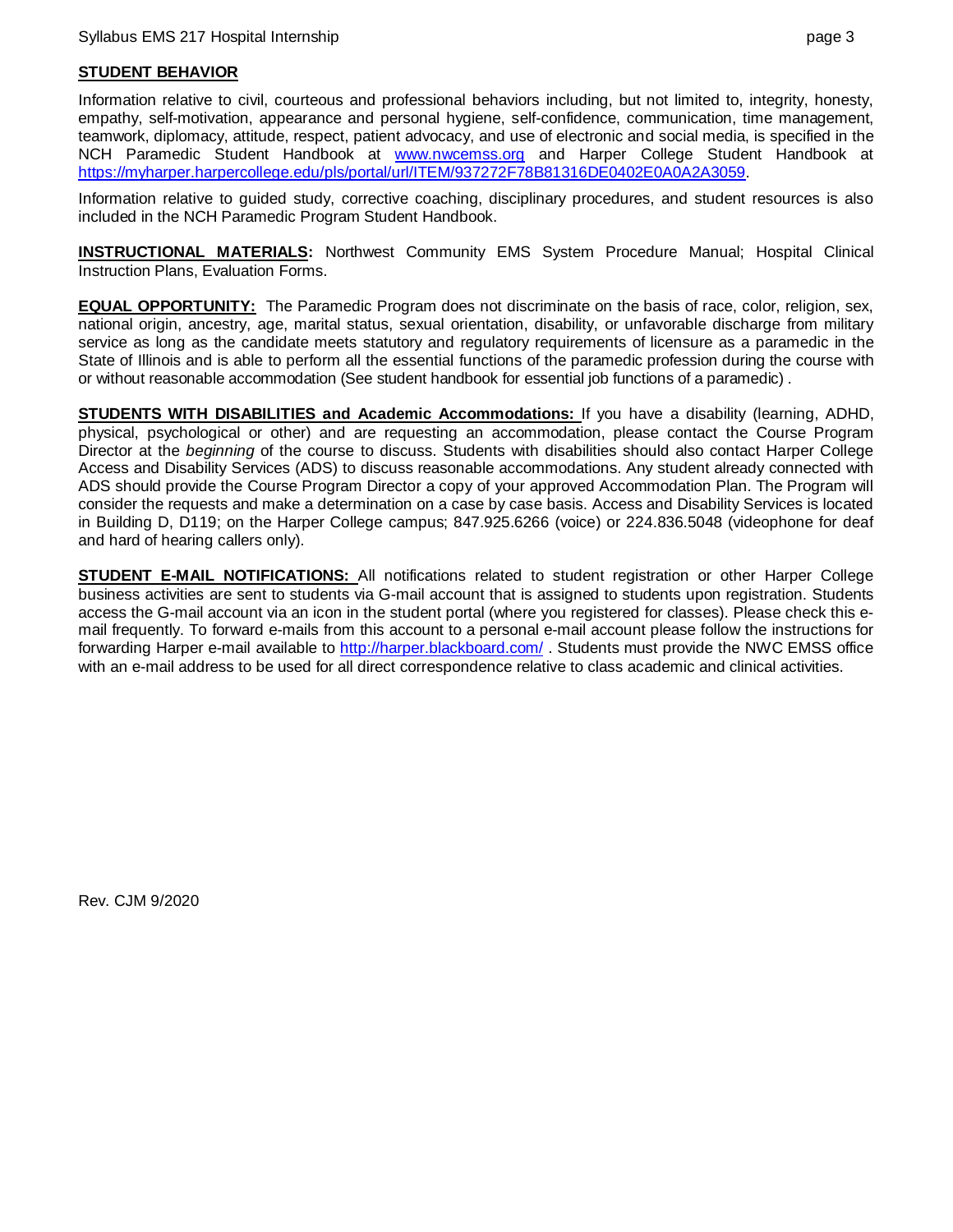**STUDENT BEHAVIOR**

Information relative to civil, courteous and professional behaviors including, but not limited to, integrity, honesty, empathy, self-motivation, appearance and personal hygiene, self-confidence, communication, time management, teamwork, diplomacy, attitude, respect, patient advocacy, and use of electronic and social media, is specified in the NCH Paramedic Student Handbook at [www.nwcemss.org](www.nwcemss.org) and Harper College Student Handbook at [https://myharper.harpercollege.edu/pls/portal/url/ITEM/937272F78B81316DE0402E0A0A2A3059](https://myharper.harpercollege.edu/pls/portal/url/ITEM/937272F78B81316DE0402E0A0A2A3059).

Information relative to guided study, corrective coaching, disciplinary procedures, and student resources is also included in the NCH Paramedic Program Student Handbook.

**INSTRUCTIONAL MATERIALS:** Northwest Community EMS System Procedure Manual; Hospital Clinical Instruction Plans, Evaluation Forms.

**EQUAL OPPORTUNITY:** The Paramedic Program does not discriminate on the basis of race, color, religion, sex, national origin, ancestry, age, marital status, sexual orientation, disability, or unfavorable discharge from military service as long as the candidate meets statutory and regulatory requirements of licensure as a paramedic in the State of Illinois and is able to perform all the essential functions of the paramedic profession during the course with or without reasonable accommodation (See student handbook for essential job functions of a paramedic) .

**STUDENTS WITH DISABILITIES and Academic Accommodations:** If you have a disability (learning, ADHD, physical, psychological or other) and are requesting an accommodation, please contact the Course Program Director at the *beginning* of the course to discuss. Students with disabilities should also contact Harper College Access and Disability Services (ADS) to discuss reasonable accommodations. Any student already connected with ADS should provide the Course Program Director a copy of your approved Accommodation Plan. The Program will consider the requests and make a determination on a case by case basis. Access and Disability Services is located in Building D, D119; on the Harper College campus; 847.925.6266 (voice) or 224.836.5048 (videophone for deaf and hard of hearing callers only).

**STUDENT E-MAIL NOTIFICATIONS:** All notifications related to student registration or other Harper College business activities are sent to students via G-mail account that is assigned to students upon registration. Students access the G-mail account via an icon in the student portal (where you registered for classes). Please check this e-mail frequently. To forward e-mails from this account to a personal e-mail account please follow the instructions for forwarding Harper e-mail available to [http://harper.blackboard.com/](http://harper.blackboard.com/) . Students must provide the NWC EMSS office with an e-mail address to be used for all direct correspondence relative to class academic and clinical activities.

Rev. CJM 9/2020